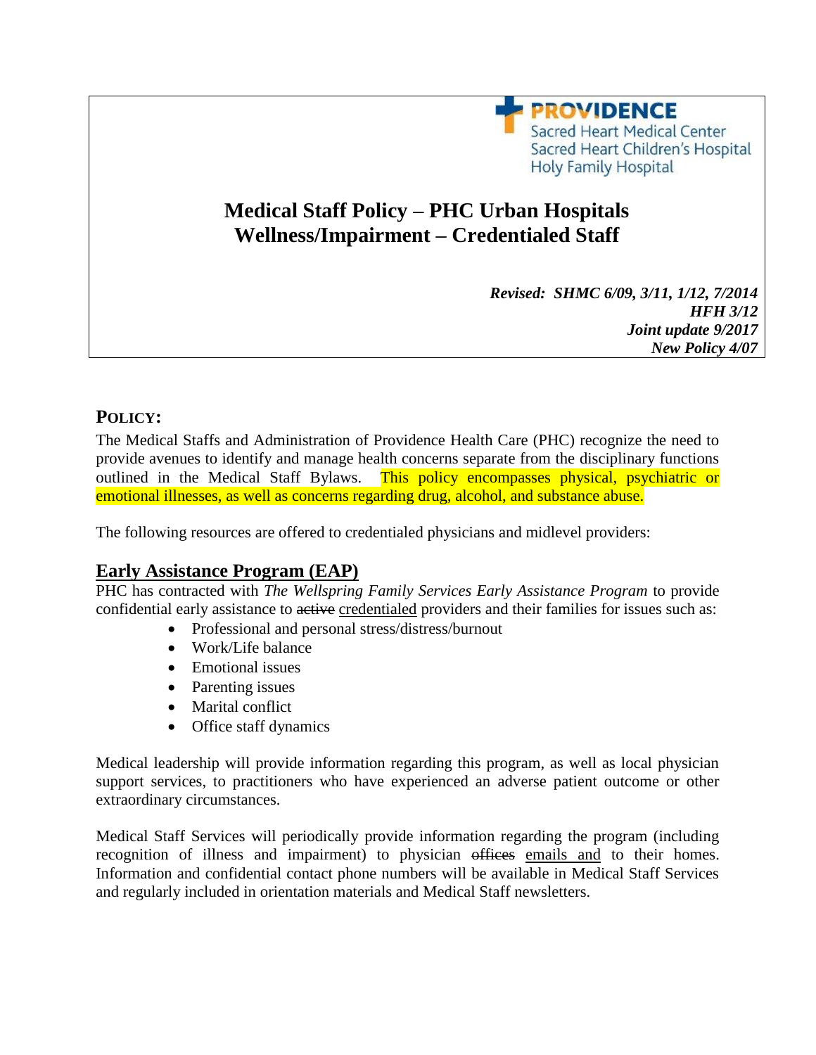**PROVIDENCE**
Sacred Heart Medical Center
Sacred Heart Children's Hospital
Holy Family Hospital

# Medical Staff Policy – PHC Urban Hospitals
# Wellness/Impairment – Credentialed Staff

*Revised: SHMC 6/09, 3/11, 1/12, 7/2014*
*HFH 3/12*
*Joint update 9/2017*
*New Policy 4/07*

## POLICY:

The Medical Staffs and Administration of Providence Health Care (PHC) recognize the need to provide avenues to identify and manage health concerns separate from the disciplinary functions outlined in the Medical Staff Bylaws. This policy encompasses physical, psychiatric or emotional illnesses, as well as concerns regarding drug, alcohol, and substance abuse.

The following resources are offered to credentialed physicians and midlevel providers:

## Early Assistance Program (EAP)

PHC has contracted with *The Wellspring Family Services Early Assistance Program* to provide confidential early assistance to ~~active~~ credentialed providers and their families for issues such as:

- Professional and personal stress/distress/burnout
- Work/Life balance
- Emotional issues
- Parenting issues
- Marital conflict
- Office staff dynamics

Medical leadership will provide information regarding this program, as well as local physician support services, to practitioners who have experienced an adverse patient outcome or other extraordinary circumstances.

Medical Staff Services will periodically provide information regarding the program (including recognition of illness and impairment) to physician ~~offices~~ emails and to their homes. Information and confidential contact phone numbers will be available in Medical Staff Services and regularly included in orientation materials and Medical Staff newsletters.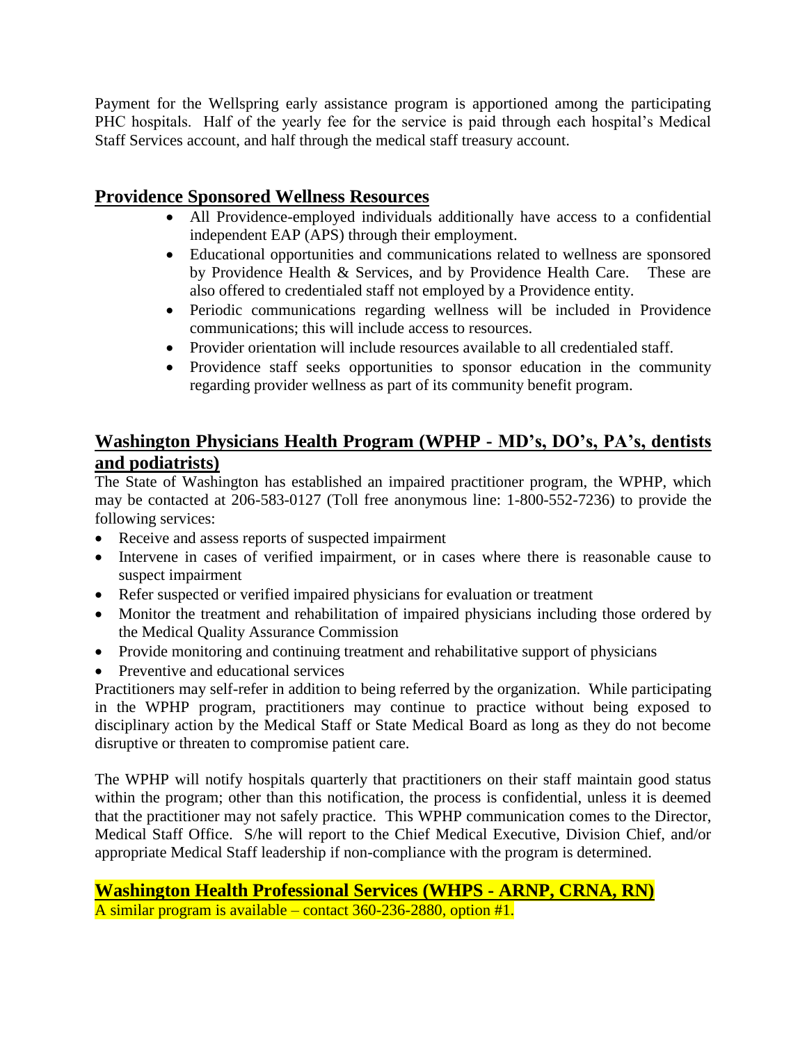Payment for the Wellspring early assistance program is apportioned among the participating PHC hospitals. Half of the yearly fee for the service is paid through each hospital's Medical Staff Services account, and half through the medical staff treasury account.

## Providence Sponsored Wellness Resources

- All Providence-employed individuals additionally have access to a confidential independent EAP (APS) through their employment.
- Educational opportunities and communications related to wellness are sponsored by Providence Health & Services, and by Providence Health Care. These are also offered to credentialed staff not employed by a Providence entity.
- Periodic communications regarding wellness will be included in Providence communications; this will include access to resources.
- Provider orientation will include resources available to all credentialed staff.
- Providence staff seeks opportunities to sponsor education in the community regarding provider wellness as part of its community benefit program.

## Washington Physicians Health Program (WPHP - MD's, DO's, PA's, dentists and podiatrists)

The State of Washington has established an impaired practitioner program, the WPHP, which may be contacted at 206-583-0127 (Toll free anonymous line: 1-800-552-7236) to provide the following services:

- Receive and assess reports of suspected impairment
- Intervene in cases of verified impairment, or in cases where there is reasonable cause to suspect impairment
- Refer suspected or verified impaired physicians for evaluation or treatment
- Monitor the treatment and rehabilitation of impaired physicians including those ordered by the Medical Quality Assurance Commission
- Provide monitoring and continuing treatment and rehabilitative support of physicians
- Preventive and educational services

Practitioners may self-refer in addition to being referred by the organization. While participating in the WPHP program, practitioners may continue to practice without being exposed to disciplinary action by the Medical Staff or State Medical Board as long as they do not become disruptive or threaten to compromise patient care.

The WPHP will notify hospitals quarterly that practitioners on their staff maintain good status within the program; other than this notification, the process is confidential, unless it is deemed that the practitioner may not safely practice. This WPHP communication comes to the Director, Medical Staff Office. S/he will report to the Chief Medical Executive, Division Chief, and/or appropriate Medical Staff leadership if non-compliance with the program is determined.

## Washington Health Professional Services (WHPS - ARNP, CRNA, RN)

A similar program is available – contact 360-236-2880, option #1.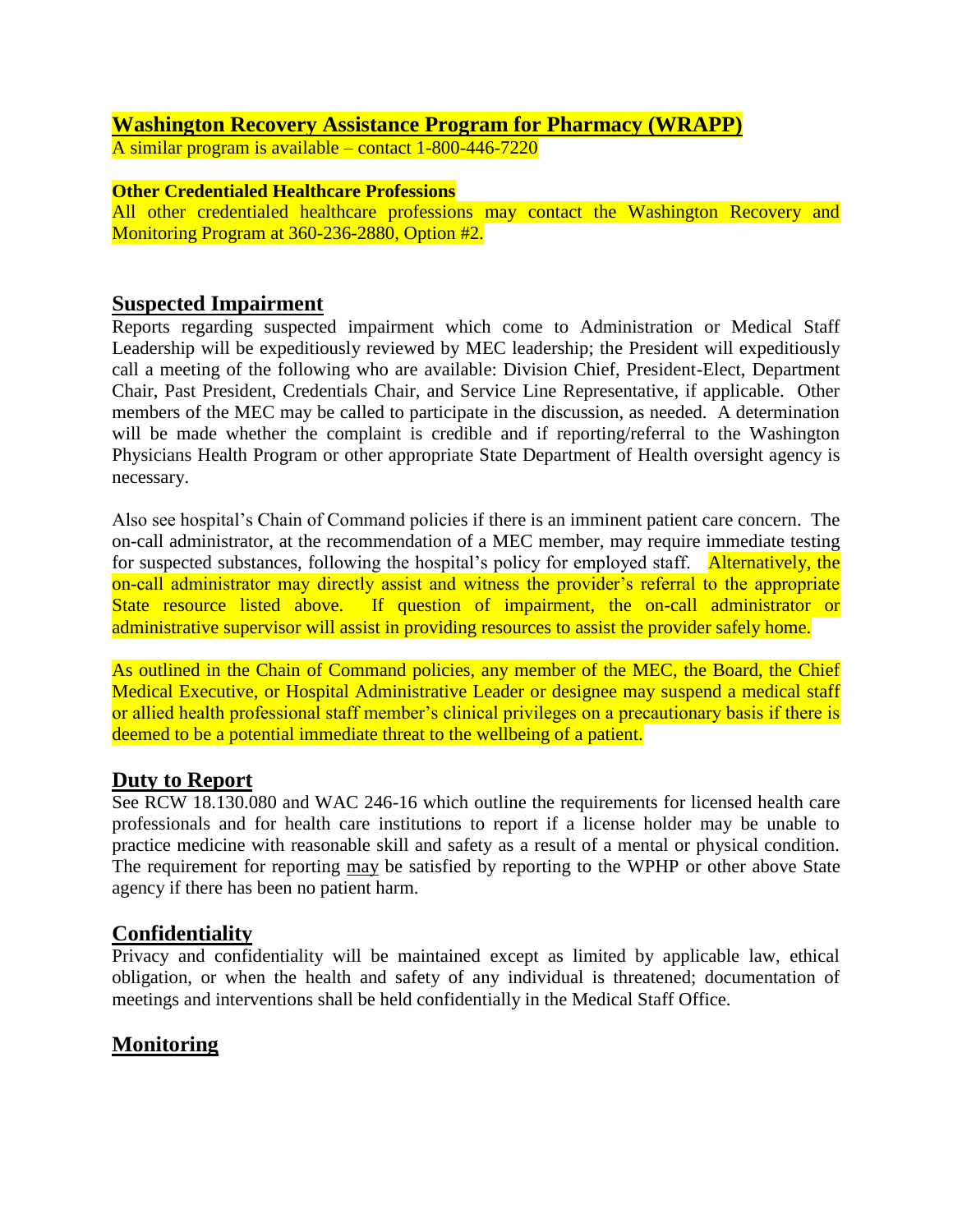**Washington Recovery Assistance Program for Pharmacy (WRAPP)**
A similar program is available – contact 1-800-446-7220

**Other Credentialed Healthcare Professions**
All other credentialed healthcare professions may contact the Washington Recovery and Monitoring Program at 360-236-2880, Option #2.

## Suspected Impairment

Reports regarding suspected impairment which come to Administration or Medical Staff Leadership will be expeditiously reviewed by MEC leadership; the President will expeditiously call a meeting of the following who are available: Division Chief, President-Elect, Department Chair, Past President, Credentials Chair, and Service Line Representative, if applicable. Other members of the MEC may be called to participate in the discussion, as needed. A determination will be made whether the complaint is credible and if reporting/referral to the Washington Physicians Health Program or other appropriate State Department of Health oversight agency is necessary.

Also see hospital's Chain of Command policies if there is an imminent patient care concern. The on-call administrator, at the recommendation of a MEC member, may require immediate testing for suspected substances, following the hospital's policy for employed staff. Alternatively, the on-call administrator may directly assist and witness the provider's referral to the appropriate State resource listed above. If question of impairment, the on-call administrator or administrative supervisor will assist in providing resources to assist the provider safely home.

As outlined in the Chain of Command policies, any member of the MEC, the Board, the Chief Medical Executive, or Hospital Administrative Leader or designee may suspend a medical staff or allied health professional staff member's clinical privileges on a precautionary basis if there is deemed to be a potential immediate threat to the wellbeing of a patient.

## Duty to Report

See RCW 18.130.080 and WAC 246-16 which outline the requirements for licensed health care professionals and for health care institutions to report if a license holder may be unable to practice medicine with reasonable skill and safety as a result of a mental or physical condition. The requirement for reporting may be satisfied by reporting to the WPHP or other above State agency if there has been no patient harm.

## Confidentiality

Privacy and confidentiality will be maintained except as limited by applicable law, ethical obligation, or when the health and safety of any individual is threatened; documentation of meetings and interventions shall be held confidentially in the Medical Staff Office.

## Monitoring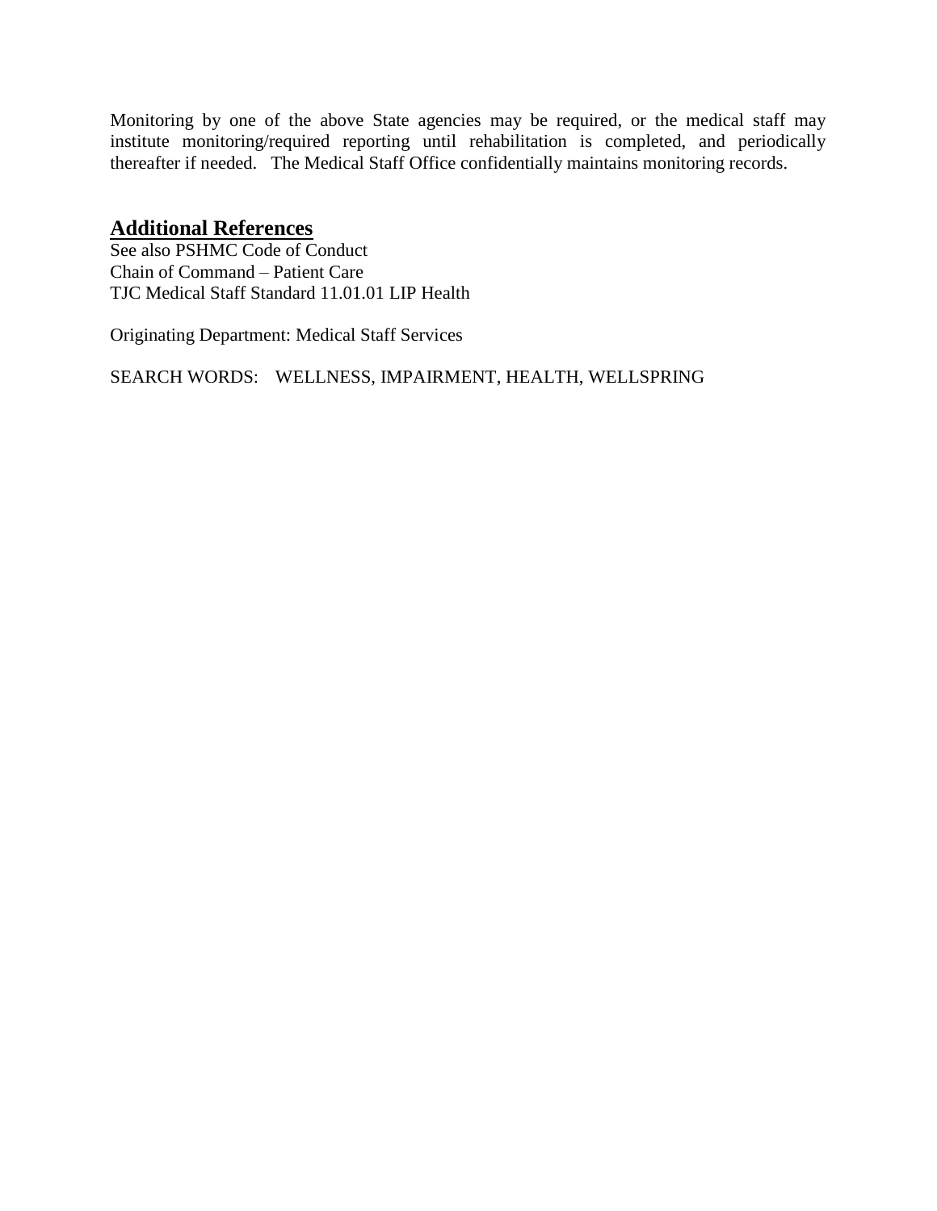Monitoring by one of the above State agencies may be required, or the medical staff may institute monitoring/required reporting until rehabilitation is completed, and periodically thereafter if needed. The Medical Staff Office confidentially maintains monitoring records.

## Additional References

See also PSHMC Code of Conduct
Chain of Command – Patient Care
TJC Medical Staff Standard 11.01.01 LIP Health

Originating Department: Medical Staff Services

SEARCH WORDS: WELLNESS, IMPAIRMENT, HEALTH, WELLSPRING